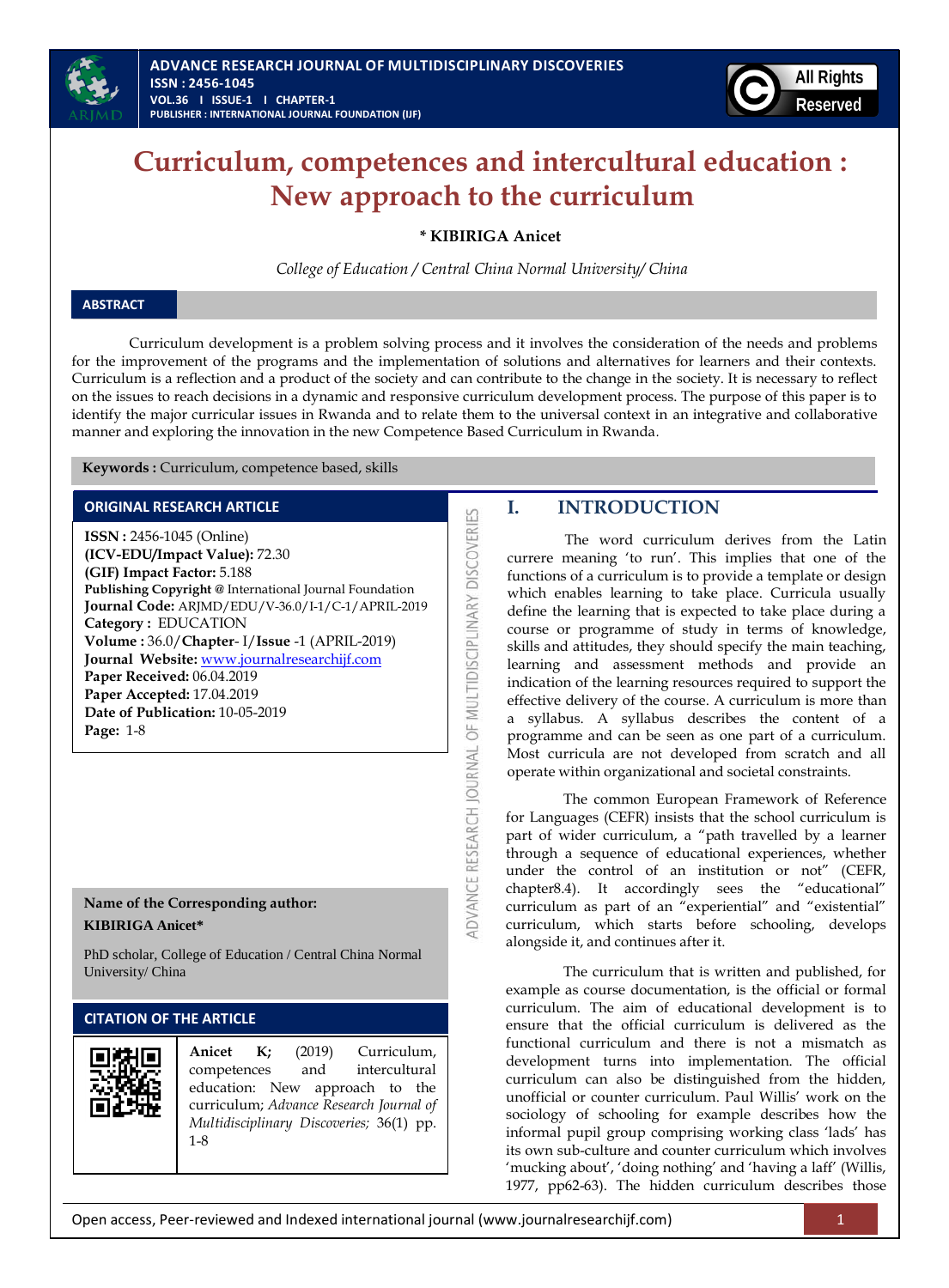# Curriculum, competences and intercultural education : New approach to the curriculum

**\* KIBIRIGA Anicet**

*College of Education / Central China Normal University/ China*

## ABSTRACT

Curriculum development is a problem solving process and it involves the consideration of the needs and problems for the improvement of the programs and the implementation of solutions and alternatives for learners and their contexts. Curriculum is a reflection and a product of the society and can contribute to the change in the society. It is necessary to reflect on the issues to reach decisions in a dynamic and responsive curriculum development process. The purpose of this paper is to identify the major curricular issues in Rwanda and to relate them to the universal context in an integrative and collaborative manner and exploring the innovation in the new Competence Based Curriculum in Rwanda.

**Keywords :** Curriculum, competence based, skills

## ORIGINAL RESEARCH ARTICLE

**ISSN :** 2456-1045 (Online)
**(ICV-EDU/Impact Value):** 72.30
**(GIF) Impact Factor:** 5.188
**Publishing Copyright @** International Journal Foundation
**Journal Code:** ARJMD/EDU/V-36.0/I-1/C-1/APRIL-2019
**Category :** EDUCATION
**Volume :** 36.0/**Chapter**- I/**Issue** -1 (APRIL-2019)
**Journal Website:** www.journalresearchijf.com
**Paper Received:** 06.04.2019
**Paper Accepted:** 17.04.2019
**Date of Publication:** 10-05-2019
**Page:** 1-8

**Name of the Corresponding author:**
**KIBIRIGA Anicet\***

PhD scholar, College of Education / Central China Normal University/ China

## CITATION OF THE ARTICLE

**Anicet K;** (2019) Curriculum, competences and intercultural education: New approach to the curriculum; *Advance Research Journal of Multidisciplinary Discoveries;* 36(1) pp. 1-8

## I. INTRODUCTION

The word curriculum derives from the Latin currere meaning 'to run'. This implies that one of the functions of a curriculum is to provide a template or design which enables learning to take place. Curricula usually define the learning that is expected to take place during a course or programme of study in terms of knowledge, skills and attitudes, they should specify the main teaching, learning and assessment methods and provide an indication of the learning resources required to support the effective delivery of the course. A curriculum is more than a syllabus. A syllabus describes the content of a programme and can be seen as one part of a curriculum. Most curricula are not developed from scratch and all operate within organizational and societal constraints.

The common European Framework of Reference for Languages (CEFR) insists that the school curriculum is part of wider curriculum, a "path travelled by a learner through a sequence of educational experiences, whether under the control of an institution or not" (CEFR, chapter8.4). It accordingly sees the "educational" curriculum as part of an "experiential" and "existential" curriculum, which starts before schooling, develops alongside it, and continues after it.

The curriculum that is written and published, for example as course documentation, is the official or formal curriculum. The aim of educational development is to ensure that the official curriculum is delivered as the functional curriculum and there is not a mismatch as development turns into implementation. The official curriculum can also be distinguished from the hidden, unofficial or counter curriculum. Paul Willis' work on the sociology of schooling for example describes how the informal pupil group comprising working class 'lads' has its own sub-culture and counter curriculum which involves 'mucking about', 'doing nothing' and 'having a laff' (Willis, 1977, pp62-63). The hidden curriculum describes those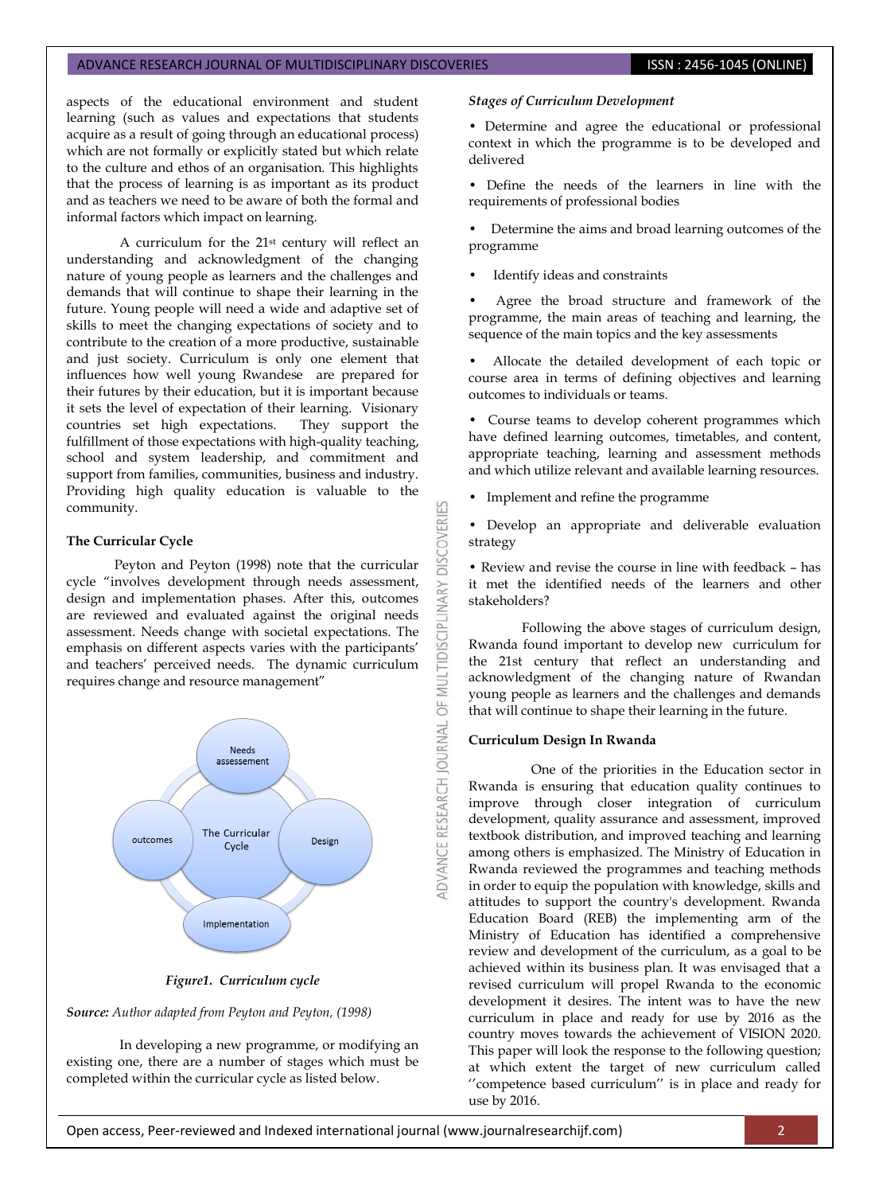aspects of the educational environment and student learning (such as values and expectations that students acquire as a result of going through an educational process) which are not formally or explicitly stated but which relate to the culture and ethos of an organisation. This highlights that the process of learning is as important as its product and as teachers we need to be aware of both the formal and informal factors which impact on learning.

A curriculum for the 21st century will reflect an understanding and acknowledgment of the changing nature of young people as learners and the challenges and demands that will continue to shape their learning in the future. Young people will need a wide and adaptive set of skills to meet the changing expectations of society and to contribute to the creation of a more productive, sustainable and just society. Curriculum is only one element that influences how well young Rwandese are prepared for their futures by their education, but it is important because it sets the level of expectation of their learning. Visionary countries set high expectations. They support the fulfillment of those expectations with high-quality teaching, school and system leadership, and commitment and support from families, communities, business and industry. Providing high quality education is valuable to the community.

### The Curricular Cycle

Peyton and Peyton (1998) note that the curricular cycle "involves development through needs assessment, design and implementation phases. After this, outcomes are reviewed and evaluated against the original needs assessment. Needs change with societal expectations. The emphasis on different aspects varies with the participants' and teachers' perceived needs. The dynamic curriculum requires change and resource management"

Needs assessement

outcomes — The Curricular Cycle — Design

Implementation

***Figure1. Curriculum cycle***

***Source:*** *Author adapted from Peyton and Peyton, (1998)*

In developing a new programme, or modifying an existing one, there are a number of stages which must be completed within the curricular cycle as listed below.

***Stages of Curriculum Development***

- Determine and agree the educational or professional context in which the programme is to be developed and delivered
- Define the needs of the learners in line with the requirements of professional bodies
- Determine the aims and broad learning outcomes of the programme
- Identify ideas and constraints
- Agree the broad structure and framework of the programme, the main areas of teaching and learning, the sequence of the main topics and the key assessments
- Allocate the detailed development of each topic or course area in terms of defining objectives and learning outcomes to individuals or teams.
- Course teams to develop coherent programmes which have defined learning outcomes, timetables, and content, appropriate teaching, learning and assessment methods and which utilize relevant and available learning resources.
- Implement and refine the programme
- Develop an appropriate and deliverable evaluation strategy
- Review and revise the course in line with feedback – has it met the identified needs of the learners and other stakeholders?

Following the above stages of curriculum design, Rwanda found important to develop new curriculum for the 21st century that reflect an understanding and acknowledgment of the changing nature of Rwandan young people as learners and the challenges and demands that will continue to shape their learning in the future.

### Curriculum Design In Rwanda

One of the priorities in the Education sector in Rwanda is ensuring that education quality continues to improve through closer integration of curriculum development, quality assurance and assessment, improved textbook distribution, and improved teaching and learning among others is emphasized. The Ministry of Education in Rwanda reviewed the programmes and teaching methods in order to equip the population with knowledge, skills and attitudes to support the country's development. Rwanda Education Board (REB) the implementing arm of the Ministry of Education has identified a comprehensive review and development of the curriculum, as a goal to be achieved within its business plan. It was envisaged that a revised curriculum will propel Rwanda to the economic development it desires. The intent was to have the new curriculum in place and ready for use by 2016 as the country moves towards the achievement of VISION 2020. This paper will look the response to the following question; at which extent the target of new curriculum called ''competence based curriculum'' is in place and ready for use by 2016.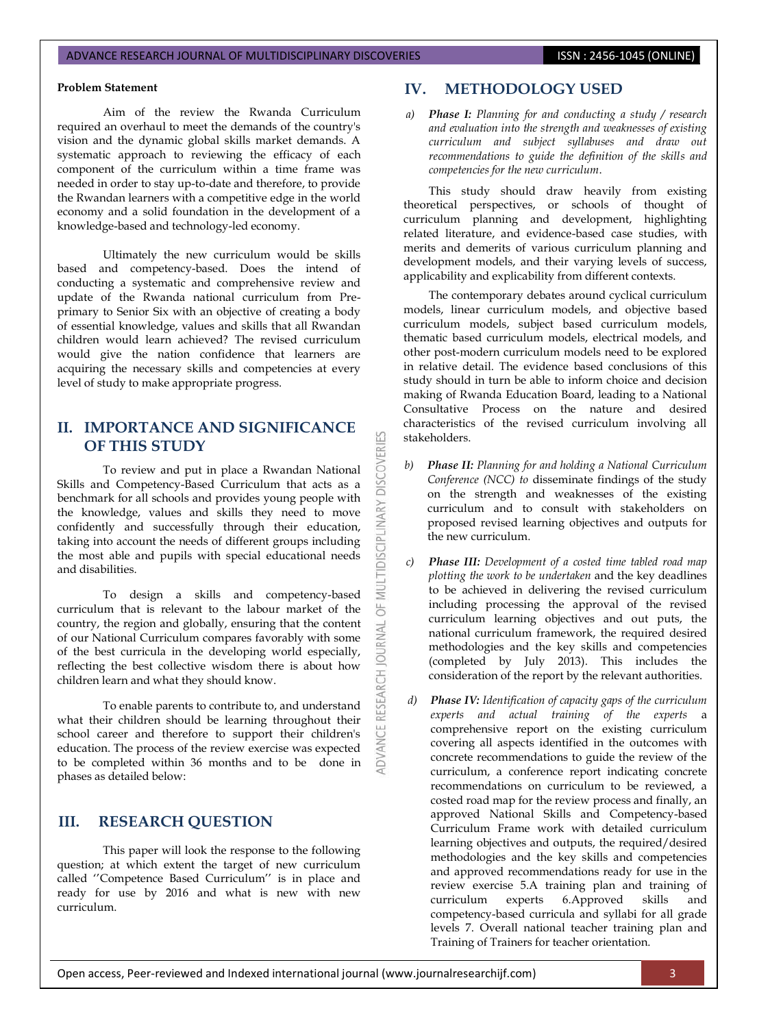**Problem Statement**

Aim of the review the Rwanda Curriculum required an overhaul to meet the demands of the country's vision and the dynamic global skills market demands. A systematic approach to reviewing the efficacy of each component of the curriculum within a time frame was needed in order to stay up-to-date and therefore, to provide the Rwandan learners with a competitive edge in the world economy and a solid foundation in the development of a knowledge-based and technology-led economy.

Ultimately the new curriculum would be skills based and competency-based. Does the intend of conducting a systematic and comprehensive review and update of the Rwanda national curriculum from Pre-primary to Senior Six with an objective of creating a body of essential knowledge, values and skills that all Rwandan children would learn achieved? The revised curriculum would give the nation confidence that learners are acquiring the necessary skills and competencies at every level of study to make appropriate progress.

## II. IMPORTANCE AND SIGNIFICANCE OF THIS STUDY

To review and put in place a Rwandan National Skills and Competency-Based Curriculum that acts as a benchmark for all schools and provides young people with the knowledge, values and skills they need to move confidently and successfully through their education, taking into account the needs of different groups including the most able and pupils with special educational needs and disabilities.

To design a skills and competency-based curriculum that is relevant to the labour market of the country, the region and globally, ensuring that the content of our National Curriculum compares favorably with some of the best curricula in the developing world especially, reflecting the best collective wisdom there is about how children learn and what they should know.

To enable parents to contribute to, and understand what their children should be learning throughout their school career and therefore to support their children's education. The process of the review exercise was expected to be completed within 36 months and to be done in phases as detailed below:

## III. RESEARCH QUESTION

This paper will look the response to the following question; at which extent the target of new curriculum called ''Competence Based Curriculum'' is in place and ready for use by 2016 and what is new with new curriculum.

## IV. METHODOLOGY USED

a) ***Phase I:*** *Planning for and conducting a study / research and evaluation into the strength and weaknesses of existing curriculum and subject syllabuses and draw out recommendations to guide the definition of the skills and competencies for the new curriculum.*

This study should draw heavily from existing theoretical perspectives, or schools of thought of curriculum planning and development, highlighting related literature, and evidence-based case studies, with merits and demerits of various curriculum planning and development models, and their varying levels of success, applicability and explicability from different contexts.

The contemporary debates around cyclical curriculum models, linear curriculum models, and objective based curriculum models, subject based curriculum models, thematic based curriculum models, electrical models, and other post-modern curriculum models need to be explored in relative detail. The evidence based conclusions of this study should in turn be able to inform choice and decision making of Rwanda Education Board, leading to a National Consultative Process on the nature and desired characteristics of the revised curriculum involving all stakeholders.

b) ***Phase II:*** *Planning for and holding a National Curriculum Conference (NCC) to* disseminate findings of the study on the strength and weaknesses of the existing curriculum and to consult with stakeholders on proposed revised learning objectives and outputs for the new curriculum.

c) ***Phase III:*** *Development of a costed time tabled road map plotting the work to be undertaken* and the key deadlines to be achieved in delivering the revised curriculum including processing the approval of the revised curriculum learning objectives and out puts, the national curriculum framework, the required desired methodologies and the key skills and competencies (completed by July 2013). This includes the consideration of the report by the relevant authorities.

d) ***Phase IV:*** *Identification of capacity gaps of the curriculum experts and actual training of the experts* a comprehensive report on the existing curriculum covering all aspects identified in the outcomes with concrete recommendations to guide the review of the curriculum, a conference report indicating concrete recommendations on curriculum to be reviewed, a costed road map for the review process and finally, an approved National Skills and Competency-based Curriculum Frame work with detailed curriculum learning objectives and outputs, the required/desired methodologies and the key skills and competencies and approved recommendations ready for use in the review exercise 5.A training plan and training of curriculum experts 6.Approved skills and competency-based curricula and syllabi for all grade levels 7. Overall national teacher training plan and Training of Trainers for teacher orientation.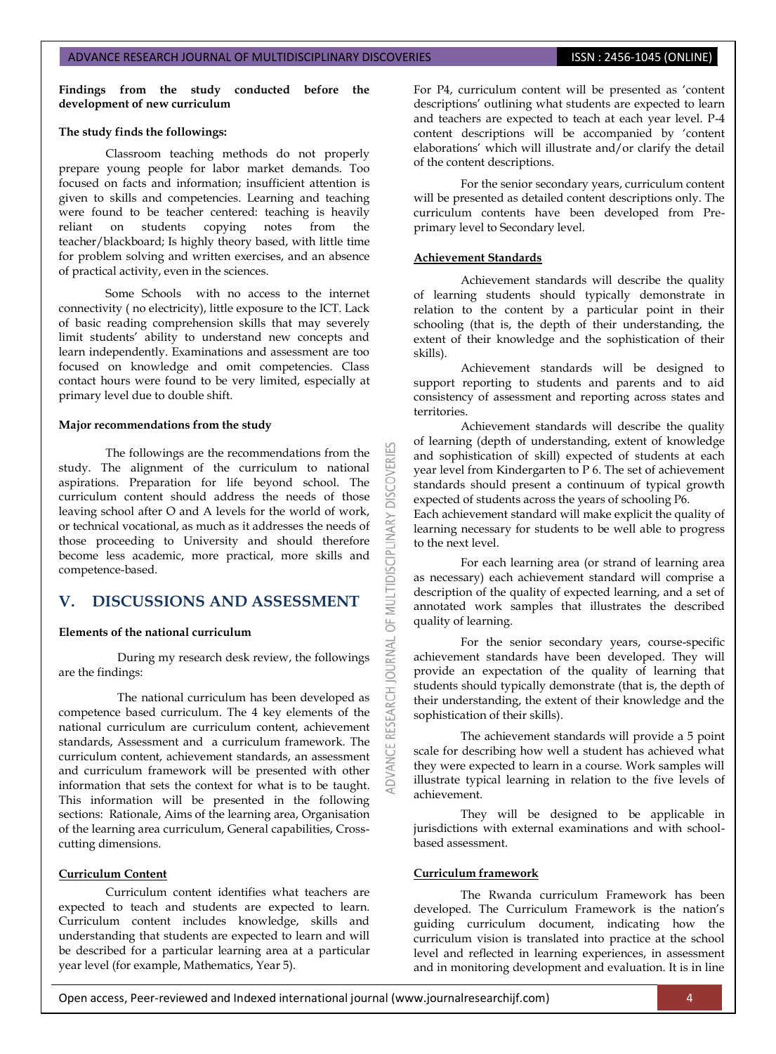**Findings from the study conducted before the development of new curriculum**

**The study finds the followings:**

Classroom teaching methods do not properly prepare young people for labor market demands. Too focused on facts and information; insufficient attention is given to skills and competencies. Learning and teaching were found to be teacher centered: teaching is heavily reliant on students copying notes from the teacher/blackboard; Is highly theory based, with little time for problem solving and written exercises, and an absence of practical activity, even in the sciences.

Some Schools with no access to the internet connectivity ( no electricity), little exposure to the ICT. Lack of basic reading comprehension skills that may severely limit students' ability to understand new concepts and learn independently. Examinations and assessment are too focused on knowledge and omit competencies. Class contact hours were found to be very limited, especially at primary level due to double shift.

**Major recommendations from the study**

The followings are the recommendations from the study. The alignment of the curriculum to national aspirations. Preparation for life beyond school. The curriculum content should address the needs of those leaving school after O and A levels for the world of work, or technical vocational, as much as it addresses the needs of those proceeding to University and should therefore become less academic, more practical, more skills and competence-based.

## V. DISCUSSIONS AND ASSESSMENT

**Elements of the national curriculum**

During my research desk review, the followings are the findings:

The national curriculum has been developed as competence based curriculum. The 4 key elements of the national curriculum are curriculum content, achievement standards, Assessment and a curriculum framework. The curriculum content, achievement standards, an assessment and curriculum framework will be presented with other information that sets the context for what is to be taught. This information will be presented in the following sections: Rationale, Aims of the learning area, Organisation of the learning area curriculum, General capabilities, Cross-cutting dimensions.

**Curriculum Content**

Curriculum content identifies what teachers are expected to teach and students are expected to learn. Curriculum content includes knowledge, skills and understanding that students are expected to learn and will be described for a particular learning area at a particular year level (for example, Mathematics, Year 5).

For P4, curriculum content will be presented as 'content descriptions' outlining what students are expected to learn and teachers are expected to teach at each year level. P-4 content descriptions will be accompanied by 'content elaborations' which will illustrate and/or clarify the detail of the content descriptions.

For the senior secondary years, curriculum content will be presented as detailed content descriptions only. The curriculum contents have been developed from Pre-primary level to Secondary level.

**Achievement Standards**

Achievement standards will describe the quality of learning students should typically demonstrate in relation to the content by a particular point in their schooling (that is, the depth of their understanding, the extent of their knowledge and the sophistication of their skills).

Achievement standards will be designed to support reporting to students and parents and to aid consistency of assessment and reporting across states and territories.

Achievement standards will describe the quality of learning (depth of understanding, extent of knowledge and sophistication of skill) expected of students at each year level from Kindergarten to P 6. The set of achievement standards should present a continuum of typical growth expected of students across the years of schooling P6.
Each achievement standard will make explicit the quality of learning necessary for students to be well able to progress to the next level.

For each learning area (or strand of learning area as necessary) each achievement standard will comprise a description of the quality of expected learning, and a set of annotated work samples that illustrates the described quality of learning.

For the senior secondary years, course-specific achievement standards have been developed. They will provide an expectation of the quality of learning that students should typically demonstrate (that is, the depth of their understanding, the extent of their knowledge and the sophistication of their skills).

The achievement standards will provide a 5 point scale for describing how well a student has achieved what they were expected to learn in a course. Work samples will illustrate typical learning in relation to the five levels of achievement.

They will be designed to be applicable in jurisdictions with external examinations and with school-based assessment.

**Curriculum framework**

The Rwanda curriculum Framework has been developed. The Curriculum Framework is the nation's guiding curriculum document, indicating how the curriculum vision is translated into practice at the school level and reflected in learning experiences, in assessment and in monitoring development and evaluation. It is in line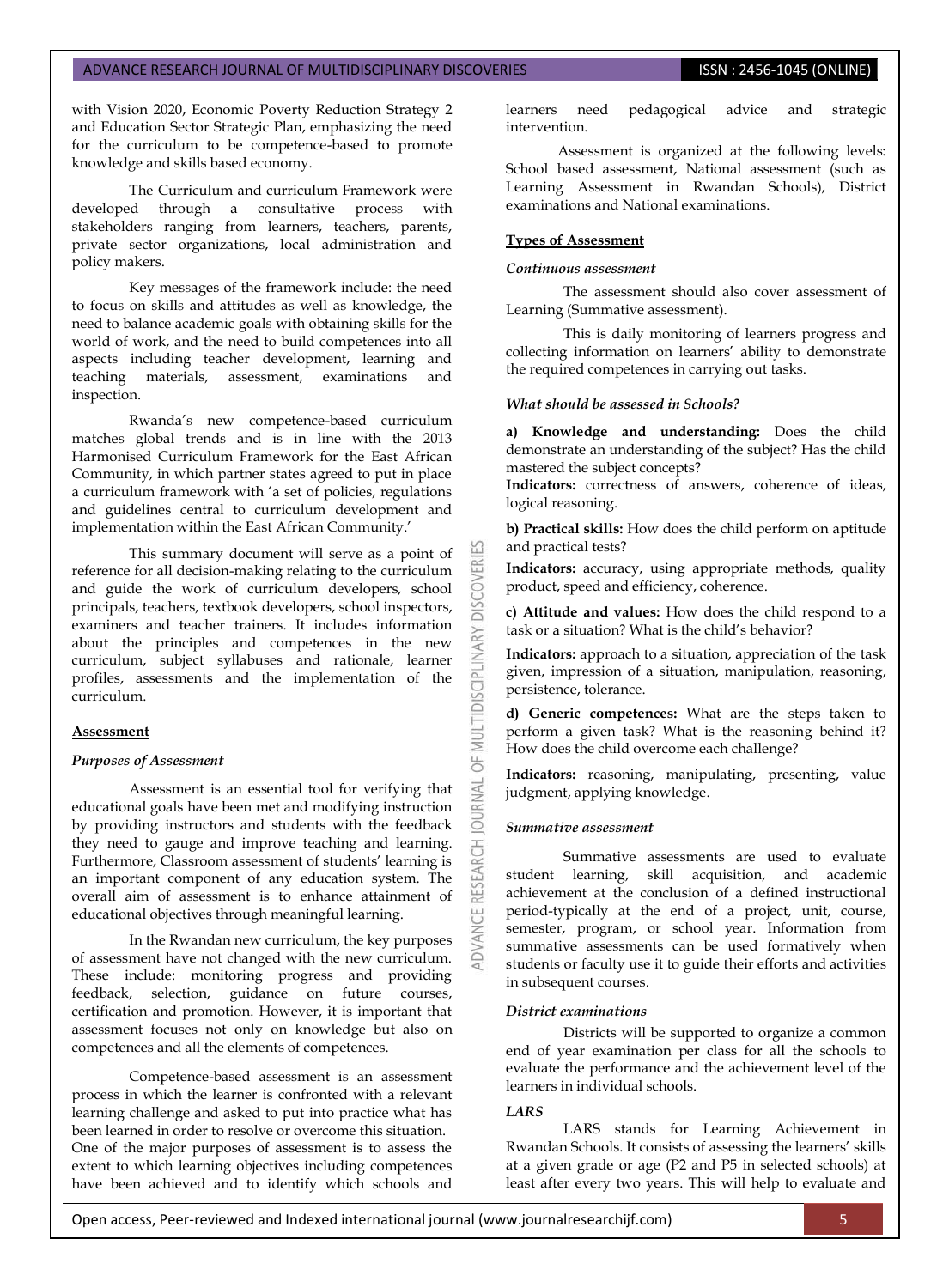with Vision 2020, Economic Poverty Reduction Strategy 2 and Education Sector Strategic Plan, emphasizing the need for the curriculum to be competence-based to promote knowledge and skills based economy.

The Curriculum and curriculum Framework were developed through a consultative process with stakeholders ranging from learners, teachers, parents, private sector organizations, local administration and policy makers.

Key messages of the framework include: the need to focus on skills and attitudes as well as knowledge, the need to balance academic goals with obtaining skills for the world of work, and the need to build competences into all aspects including teacher development, learning and teaching materials, assessment, examinations and inspection.

Rwanda's new competence-based curriculum matches global trends and is in line with the 2013 Harmonised Curriculum Framework for the East African Community, in which partner states agreed to put in place a curriculum framework with 'a set of policies, regulations and guidelines central to curriculum development and implementation within the East African Community.'

This summary document will serve as a point of reference for all decision-making relating to the curriculum and guide the work of curriculum developers, school principals, teachers, textbook developers, school inspectors, examiners and teacher trainers. It includes information about the principles and competences in the new curriculum, subject syllabuses and rationale, learner profiles, assessments and the implementation of the curriculum.

## Assessment

### *Purposes of Assessment*

Assessment is an essential tool for verifying that educational goals have been met and modifying instruction by providing instructors and students with the feedback they need to gauge and improve teaching and learning. Furthermore, Classroom assessment of students' learning is an important component of any education system. The overall aim of assessment is to enhance attainment of educational objectives through meaningful learning.

In the Rwandan new curriculum, the key purposes of assessment have not changed with the new curriculum. These include: monitoring progress and providing feedback, selection, guidance on future courses, certification and promotion. However, it is important that assessment focuses not only on knowledge but also on competences and all the elements of competences.

Competence-based assessment is an assessment process in which the learner is confronted with a relevant learning challenge and asked to put into practice what has been learned in order to resolve or overcome this situation. One of the major purposes of assessment is to assess the extent to which learning objectives including competences have been achieved and to identify which schools and learners need pedagogical advice and strategic intervention.

Assessment is organized at the following levels: School based assessment, National assessment (such as Learning Assessment in Rwandan Schools), District examinations and National examinations.

## Types of Assessment

### *Continuous assessment*

The assessment should also cover assessment of Learning (Summative assessment).

This is daily monitoring of learners progress and collecting information on learners' ability to demonstrate the required competences in carrying out tasks.

### *What should be assessed in Schools?*

**a) Knowledge and understanding:** Does the child demonstrate an understanding of the subject? Has the child mastered the subject concepts?

**Indicators:** correctness of answers, coherence of ideas, logical reasoning.

**b) Practical skills:** How does the child perform on aptitude and practical tests?

**Indicators:** accuracy, using appropriate methods, quality product, speed and efficiency, coherence.

**c) Attitude and values:** How does the child respond to a task or a situation? What is the child's behavior?

**Indicators:** approach to a situation, appreciation of the task given, impression of a situation, manipulation, reasoning, persistence, tolerance.

**d) Generic competences:** What are the steps taken to perform a given task? What is the reasoning behind it? How does the child overcome each challenge?

**Indicators:** reasoning, manipulating, presenting, value judgment, applying knowledge.

### *Summative assessment*

Summative assessments are used to evaluate student learning, skill acquisition, and academic achievement at the conclusion of a defined instructional period-typically at the end of a project, unit, course, semester, program, or school year. Information from summative assessments can be used formatively when students or faculty use it to guide their efforts and activities in subsequent courses.

### *District examinations*

Districts will be supported to organize a common end of year examination per class for all the schools to evaluate the performance and the achievement level of the learners in individual schools.

### *LARS*

LARS stands for Learning Achievement in Rwandan Schools. It consists of assessing the learners' skills at a given grade or age (P2 and P5 in selected schools) at least after every two years. This will help to evaluate and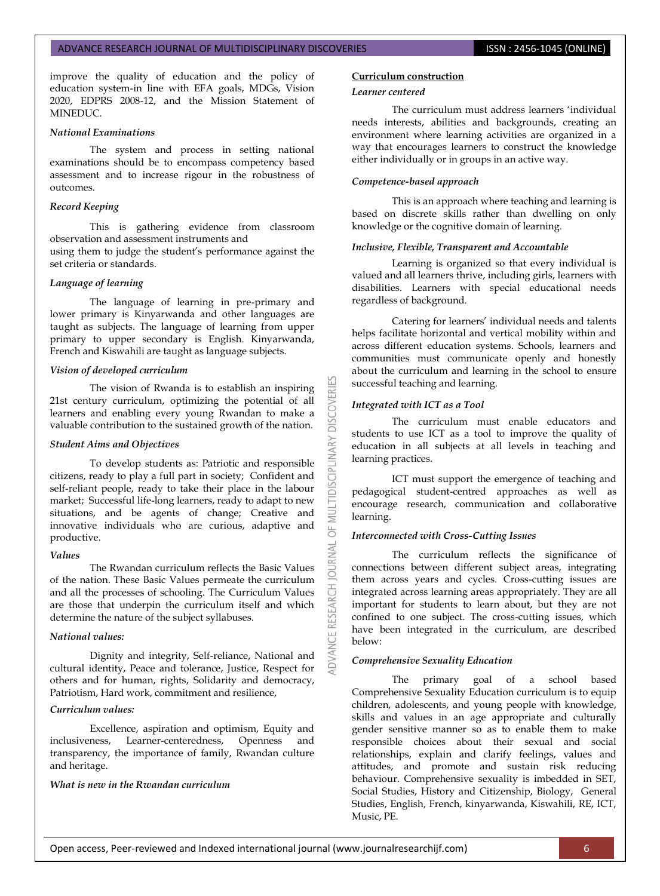improve the quality of education and the policy of education system-in line with EFA goals, MDGs, Vision 2020, EDPRS 2008-12, and the Mission Statement of MINEDUC.

*National Examinations*

The system and process in setting national examinations should be to encompass competency based assessment and to increase rigour in the robustness of outcomes.

*Record Keeping*

This is gathering evidence from classroom observation and assessment instruments and using them to judge the student's performance against the set criteria or standards.

*Language of learning*

The language of learning in pre-primary and lower primary is Kinyarwanda and other languages are taught as subjects. The language of learning from upper primary to upper secondary is English. Kinyarwanda, French and Kiswahili are taught as language subjects.

*Vision of developed curriculum*

The vision of Rwanda is to establish an inspiring 21st century curriculum, optimizing the potential of all learners and enabling every young Rwandan to make a valuable contribution to the sustained growth of the nation.

*Student Aims and Objectives*

To develop students as: Patriotic and responsible citizens, ready to play a full part in society; Confident and self-reliant people, ready to take their place in the labour market; Successful life-long learners, ready to adapt to new situations, and be agents of change; Creative and innovative individuals who are curious, adaptive and productive.

*Values*

The Rwandan curriculum reflects the Basic Values of the nation. These Basic Values permeate the curriculum and all the processes of schooling. The Curriculum Values are those that underpin the curriculum itself and which determine the nature of the subject syllabuses.

*National values:*

Dignity and integrity, Self-reliance, National and cultural identity, Peace and tolerance, Justice, Respect for others and for human, rights, Solidarity and democracy, Patriotism, Hard work, commitment and resilience,

*Curriculum values:*

Excellence, aspiration and optimism, Equity and inclusiveness, Learner-centeredness, Openness and transparency, the importance of family, Rwandan culture and heritage.

*What is new in the Rwandan curriculum*

**Curriculum construction**

*Learner centered*

The curriculum must address learners 'individual needs interests, abilities and backgrounds, creating an environment where learning activities are organized in a way that encourages learners to construct the knowledge either individually or in groups in an active way.

*Competence-based approach*

This is an approach where teaching and learning is based on discrete skills rather than dwelling on only knowledge or the cognitive domain of learning.

*Inclusive, Flexible, Transparent and Accountable*

Learning is organized so that every individual is valued and all learners thrive, including girls, learners with disabilities. Learners with special educational needs regardless of background.

Catering for learners' individual needs and talents helps facilitate horizontal and vertical mobility within and across different education systems. Schools, learners and communities must communicate openly and honestly about the curriculum and learning in the school to ensure successful teaching and learning.

*Integrated with ICT as a Tool*

The curriculum must enable educators and students to use ICT as a tool to improve the quality of education in all subjects at all levels in teaching and learning practices.

ICT must support the emergence of teaching and pedagogical student-centred approaches as well as encourage research, communication and collaborative learning.

*Interconnected with Cross-Cutting Issues*

The curriculum reflects the significance of connections between different subject areas, integrating them across years and cycles. Cross-cutting issues are integrated across learning areas appropriately. They are all important for students to learn about, but they are not confined to one subject. The cross-cutting issues, which have been integrated in the curriculum, are described below:

*Comprehensive Sexuality Education*

The primary goal of a school based Comprehensive Sexuality Education curriculum is to equip children, adolescents, and young people with knowledge, skills and values in an age appropriate and culturally gender sensitive manner so as to enable them to make responsible choices about their sexual and social relationships, explain and clarify feelings, values and attitudes, and promote and sustain risk reducing behaviour. Comprehensive sexuality is imbedded in SET, Social Studies, History and Citizenship, Biology, General Studies, English, French, kinyarwanda, Kiswahili, RE, ICT, Music, PE.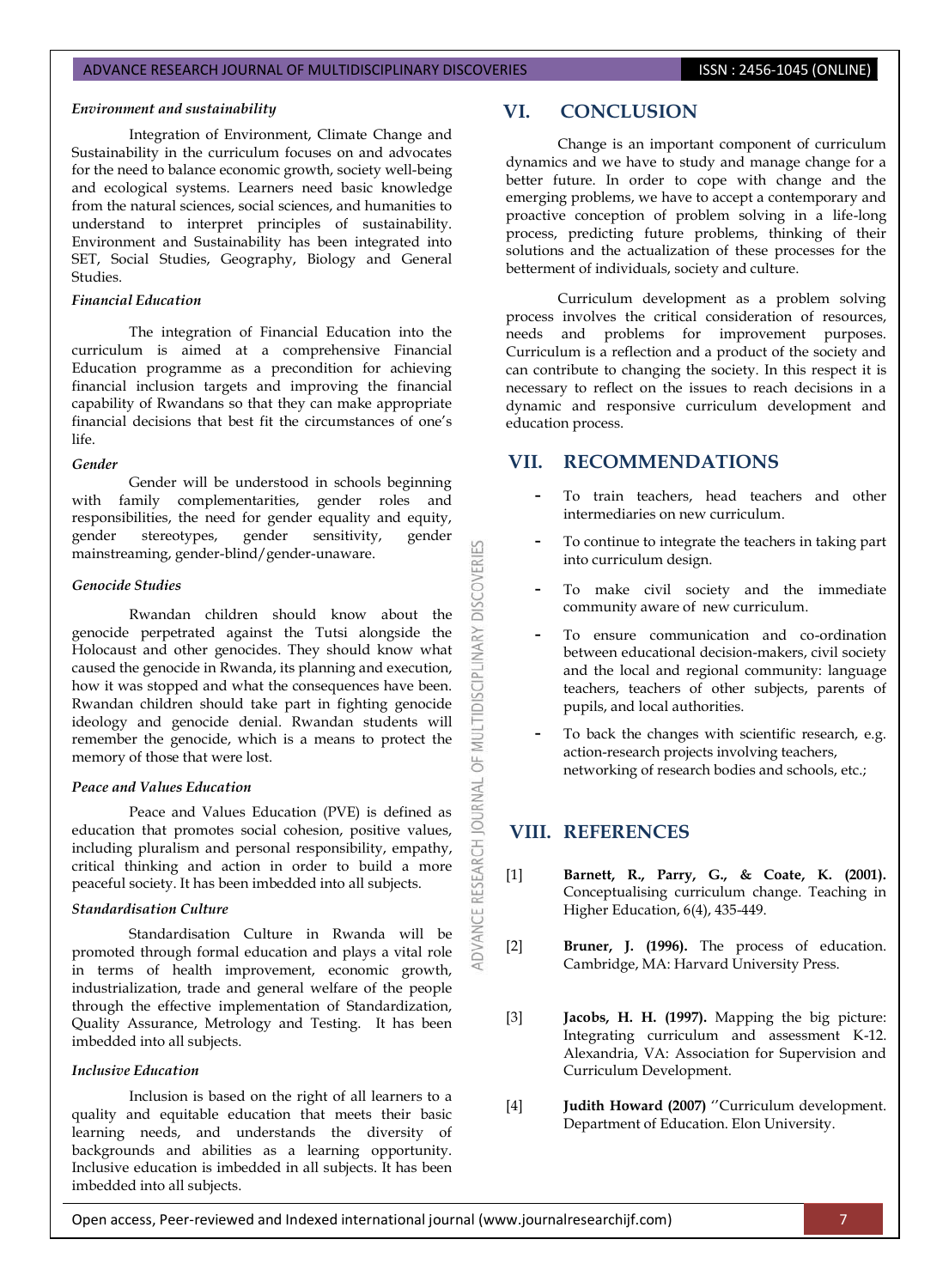#### *Environment and sustainability*

Integration of Environment, Climate Change and Sustainability in the curriculum focuses on and advocates for the need to balance economic growth, society well-being and ecological systems. Learners need basic knowledge from the natural sciences, social sciences, and humanities to understand to interpret principles of sustainability. Environment and Sustainability has been integrated into SET, Social Studies, Geography, Biology and General Studies.

#### *Financial Education*

The integration of Financial Education into the curriculum is aimed at a comprehensive Financial Education programme as a precondition for achieving financial inclusion targets and improving the financial capability of Rwandans so that they can make appropriate financial decisions that best fit the circumstances of one's life.

#### *Gender*

Gender will be understood in schools beginning with family complementarities, gender roles and responsibilities, the need for gender equality and equity, gender stereotypes, gender sensitivity, gender mainstreaming, gender-blind/gender-unaware.

#### *Genocide Studies*

Rwandan children should know about the genocide perpetrated against the Tutsi alongside the Holocaust and other genocides. They should know what caused the genocide in Rwanda, its planning and execution, how it was stopped and what the consequences have been. Rwandan children should take part in fighting genocide ideology and genocide denial. Rwandan students will remember the genocide, which is a means to protect the memory of those that were lost.

#### *Peace and Values Education*

Peace and Values Education (PVE) is defined as education that promotes social cohesion, positive values, including pluralism and personal responsibility, empathy, critical thinking and action in order to build a more peaceful society. It has been imbedded into all subjects.

#### *Standardisation Culture*

Standardisation Culture in Rwanda will be promoted through formal education and plays a vital role in terms of health improvement, economic growth, industrialization, trade and general welfare of the people through the effective implementation of Standardization, Quality Assurance, Metrology and Testing. It has been imbedded into all subjects.

#### *Inclusive Education*

Inclusion is based on the right of all learners to a quality and equitable education that meets their basic learning needs, and understands the diversity of backgrounds and abilities as a learning opportunity. Inclusive education is imbedded in all subjects. It has been imbedded into all subjects.

## VI. CONCLUSION

Change is an important component of curriculum dynamics and we have to study and manage change for a better future. In order to cope with change and the emerging problems, we have to accept a contemporary and proactive conception of problem solving in a life-long process, predicting future problems, thinking of their solutions and the actualization of these processes for the betterment of individuals, society and culture.

Curriculum development as a problem solving process involves the critical consideration of resources, needs and problems for improvement purposes. Curriculum is a reflection and a product of the society and can contribute to changing the society. In this respect it is necessary to reflect on the issues to reach decisions in a dynamic and responsive curriculum development and education process.

## VII. RECOMMENDATIONS

- To train teachers, head teachers and other intermediaries on new curriculum.
- To continue to integrate the teachers in taking part into curriculum design.
- To make civil society and the immediate community aware of new curriculum.
- To ensure communication and co-ordination between educational decision-makers, civil society and the local and regional community: language teachers, teachers of other subjects, parents of pupils, and local authorities.
- To back the changes with scientific research, e.g. action-research projects involving teachers, networking of research bodies and schools, etc.;

## VIII. REFERENCES

[1] **Barnett, R., Parry, G., & Coate, K. (2001).** Conceptualising curriculum change. Teaching in Higher Education, 6(4), 435-449.

[2] **Bruner, J. (1996).** The process of education. Cambridge, MA: Harvard University Press.

[3] **Jacobs, H. H. (1997).** Mapping the big picture: Integrating curriculum and assessment K-12. Alexandria, VA: Association for Supervision and Curriculum Development.

[4] **Judith Howard (2007)** ''Curriculum development. Department of Education. Elon University.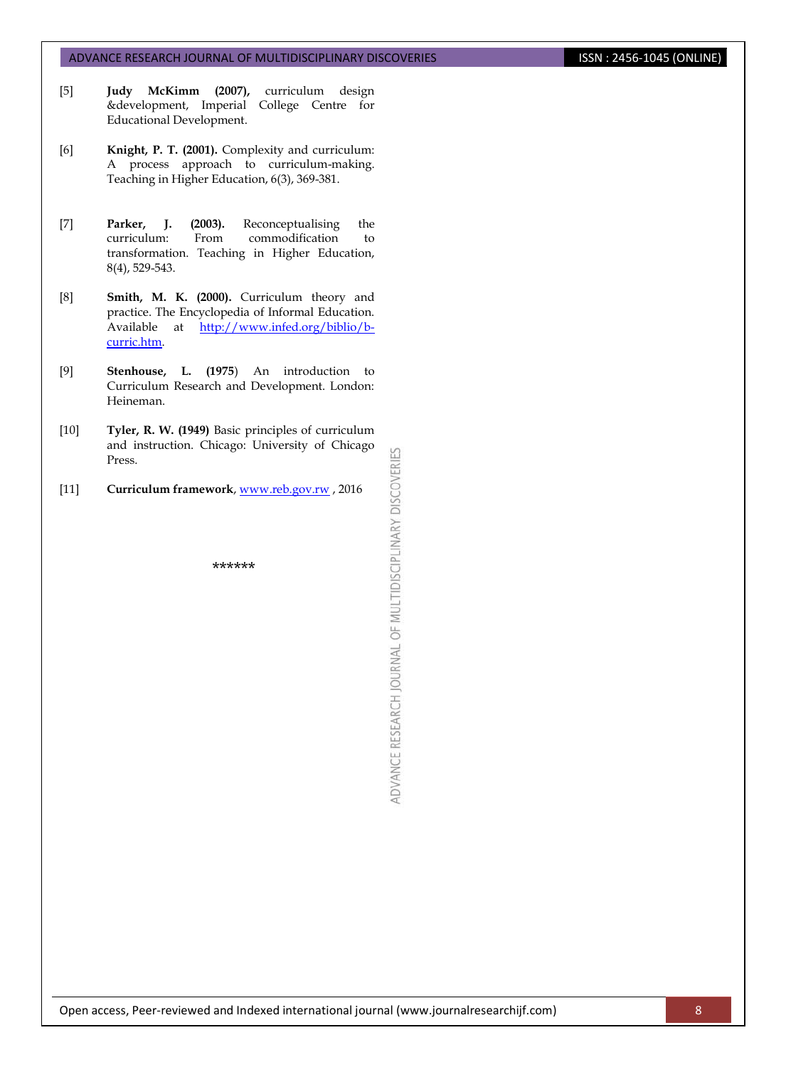[5] **Judy McKimm (2007),** curriculum design &development, Imperial College Centre for Educational Development.

[6] **Knight, P. T. (2001).** Complexity and curriculum: A process approach to curriculum-making. Teaching in Higher Education, 6(3), 369-381.

[7] **Parker, J. (2003).** Reconceptualising the curriculum: From commodification to transformation. Teaching in Higher Education, 8(4), 529-543.

[8] **Smith, M. K. (2000).** Curriculum theory and practice. The Encyclopedia of Informal Education. Available at http://www.infed.org/biblio/b-curric.htm.

[9] **Stenhouse, L. (1975**) An introduction to Curriculum Research and Development. London: Heineman.

[10] **Tyler, R. W. (1949)** Basic principles of curriculum and instruction. Chicago: University of Chicago Press.

[11] **Curriculum framework**, www.reb.gov.rw , 2016

******